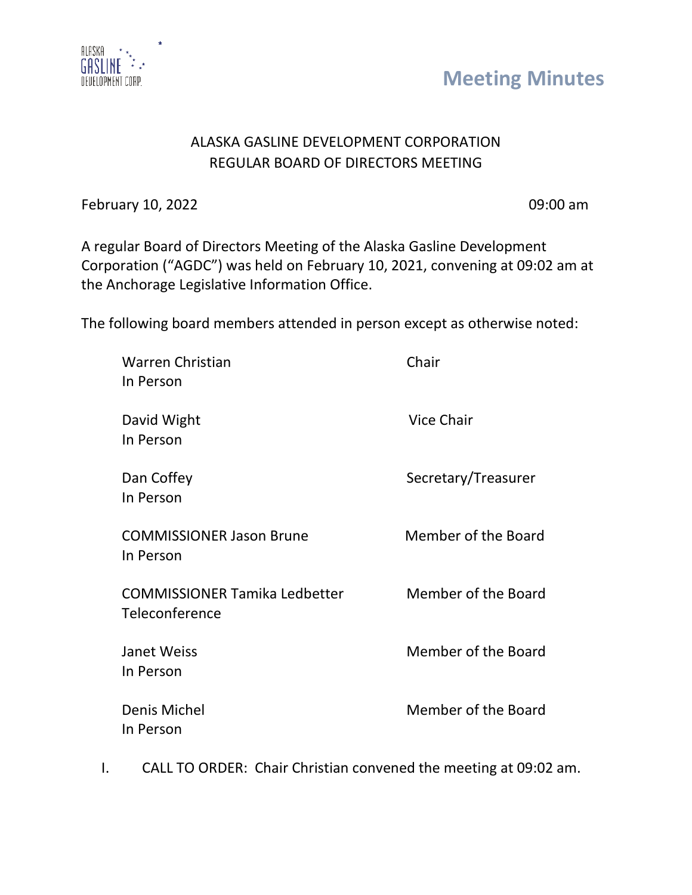# Meeting Minutes

ALASKA GASLINE DEVELOPMENT CORPORATION
REGULAR BOARD OF DIRECTORS MEETING

February 10, 2022 09:00 am

A regular Board of Directors Meeting of the Alaska Gasline Development Corporation ("AGDC") was held on February 10, 2021, convening at 09:02 am at the Anchorage Legislative Information Office.

The following board members attended in person except as otherwise noted:

| | |
|---|---|
| Warren Christian<br>In Person | Chair |
| David Wight<br>In Person | Vice Chair |
| Dan Coffey<br>In Person | Secretary/Treasurer |
| COMMISSIONER Jason Brune<br>In Person | Member of the Board |
| COMMISSIONER Tamika Ledbetter<br>Teleconference | Member of the Board |
| Janet Weiss<br>In Person | Member of the Board |
| Denis Michel<br>In Person | Member of the Board |

I. CALL TO ORDER: Chair Christian convened the meeting at 09:02 am.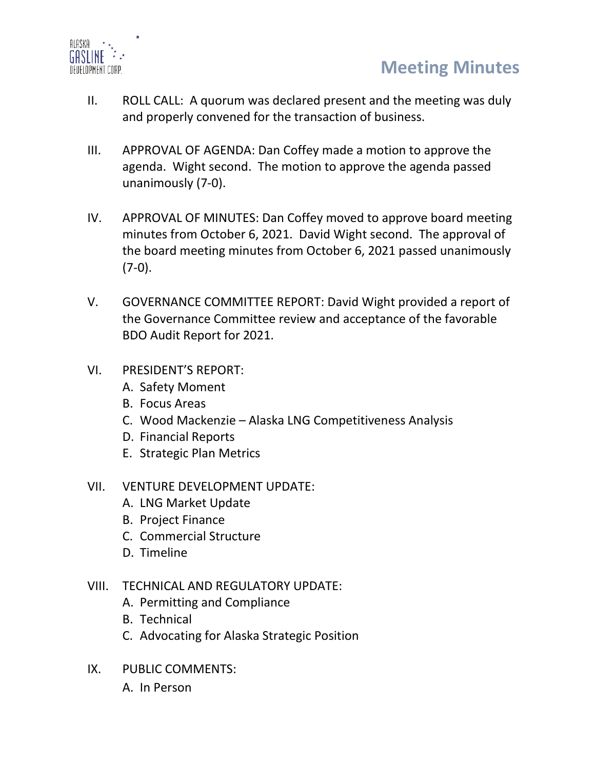II. ROLL CALL: A quorum was declared present and the meeting was duly and properly convened for the transaction of business.

III. APPROVAL OF AGENDA: Dan Coffey made a motion to approve the agenda. Wight second. The motion to approve the agenda passed unanimously (7-0).

IV. APPROVAL OF MINUTES: Dan Coffey moved to approve board meeting minutes from October 6, 2021. David Wight second. The approval of the board meeting minutes from October 6, 2021 passed unanimously (7-0).

V. GOVERNANCE COMMITTEE REPORT: David Wight provided a report of the Governance Committee review and acceptance of the favorable BDO Audit Report for 2021.

VI. PRESIDENT'S REPORT:
   - A. Safety Moment
   - B. Focus Areas
   - C. Wood Mackenzie – Alaska LNG Competitiveness Analysis
   - D. Financial Reports
   - E. Strategic Plan Metrics

VII. VENTURE DEVELOPMENT UPDATE:
   - A. LNG Market Update
   - B. Project Finance
   - C. Commercial Structure
   - D. Timeline

VIII. TECHNICAL AND REGULATORY UPDATE:
   - A. Permitting and Compliance
   - B. Technical
   - C. Advocating for Alaska Strategic Position

IX. PUBLIC COMMENTS:
   - A. In Person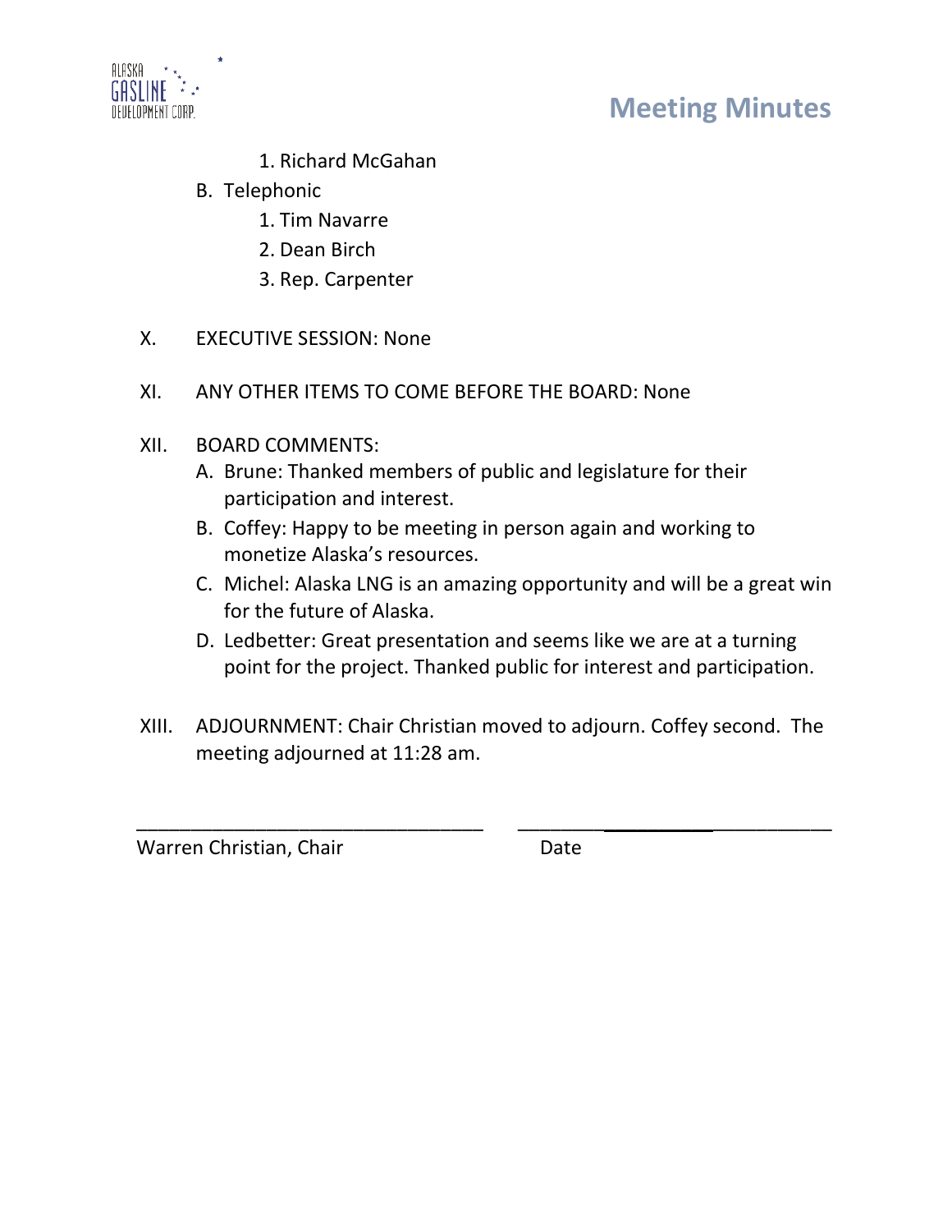1. Richard McGahan

B. Telephonic
   1. Tim Navarre
   2. Dean Birch
   3. Rep. Carpenter

X. EXECUTIVE SESSION: None

XI. ANY OTHER ITEMS TO COME BEFORE THE BOARD: None

XII. BOARD COMMENTS:

A. Brune: Thanked members of public and legislature for their participation and interest.

B. Coffey: Happy to be meeting in person again and working to monetize Alaska's resources.

C. Michel: Alaska LNG is an amazing opportunity and will be a great win for the future of Alaska.

D. Ledbetter: Great presentation and seems like we are at a turning point for the project. Thanked public for interest and participation.

XIII. ADJOURNMENT: Chair Christian moved to adjourn. Coffey second. The meeting adjourned at 11:28 am.

\_\_\_\_\_\_\_\_\_\_\_\_\_\_\_\_\_\_\_\_\_\_\_\_\_\_\_\_\_\_\_\_ \_\_\_\_\_\_\_\_\_\_\_\_\_\_\_\_\_\_\_\_\_\_\_\_\_\_\_\_\_

Warren Christian, Chair Date